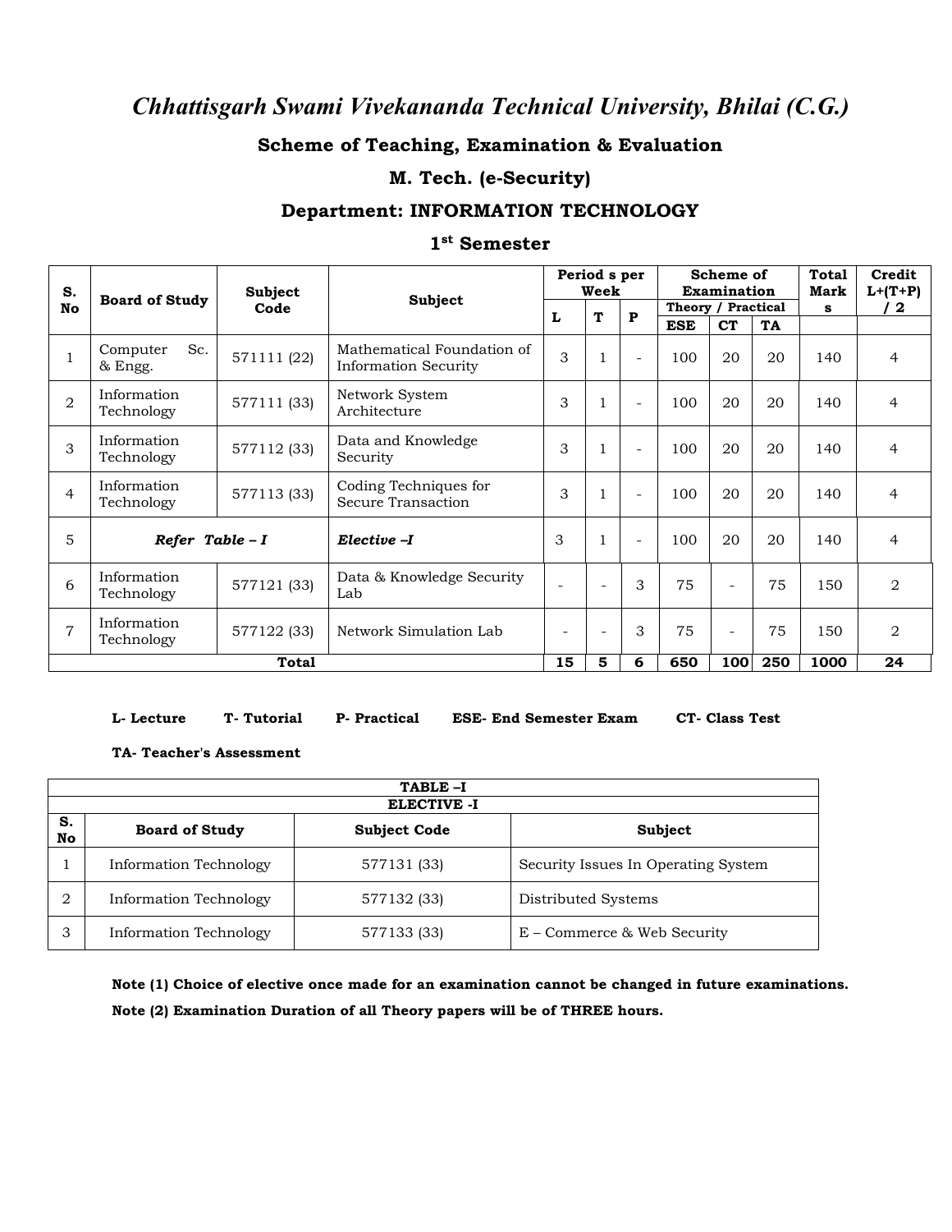# *Chhattisgarh Swami Vivekananda Technical University, Bhilai (C.G.)*

## Scheme of Teaching, Examination & Evaluation

## M. Tech. (e-Security)

## Department: INFORMATION TECHNOLOGY

## 1st Semester

| S. No | Board of Study | Subject Code | Subject | Period s per Week | | | Scheme of Examination | | | Total Mark s | Credit L+(T+P) / 2 |
|---|---|---|---|---|---|---|---|---|---|---|---|
| | | | | | | | Theory / Practical | | | | |
| | | | | L | T | P | ESE | CT | TA | | |
| 1 | Computer Sc. & Engg. | 571111 (22) | Mathematical Foundation of Information Security | 3 | 1 | - | 100 | 20 | 20 | 140 | 4 |
| 2 | Information Technology | 577111 (33) | Network System Architecture | 3 | 1 | - | 100 | 20 | 20 | 140 | 4 |
| 3 | Information Technology | 577112 (33) | Data and Knowledge Security | 3 | 1 | - | 100 | 20 | 20 | 140 | 4 |
| 4 | Information Technology | 577113 (33) | Coding Techniques for Secure Transaction | 3 | 1 | - | 100 | 20 | 20 | 140 | 4 |
| 5 | ***Refer Table – I*** | | ***Elective –I*** | 3 | 1 | - | 100 | 20 | 20 | 140 | 4 |
| 6 | Information Technology | 577121 (33) | Data & Knowledge Security Lab | - | - | 3 | 75 | - | 75 | 150 | 2 |
| 7 | Information Technology | 577122 (33) | Network Simulation Lab | - | - | 3 | 75 | - | 75 | 150 | 2 |
| | | **Total** | | **15** | **5** | **6** | **650** | **100** | **250** | **1000** | **24** |

**L- Lecture   T- Tutorial   P- Practical   ESE- End Semester Exam   CT- Class Test**

**TA- Teacher's Assessment**

| TABLE –I | | | |
|---|---|---|---|
| **ELECTIVE -I** | | | |
| **S. No** | **Board of Study** | **Subject Code** | **Subject** |
| 1 | Information Technology | 577131 (33) | Security Issues In Operating System |
| 2 | Information Technology | 577132 (33) | Distributed Systems |
| 3 | Information Technology | 577133 (33) | E – Commerce & Web Security |

**Note (1) Choice of elective once made for an examination cannot be changed in future examinations.**

**Note (2) Examination Duration of all Theory papers will be of THREE hours.**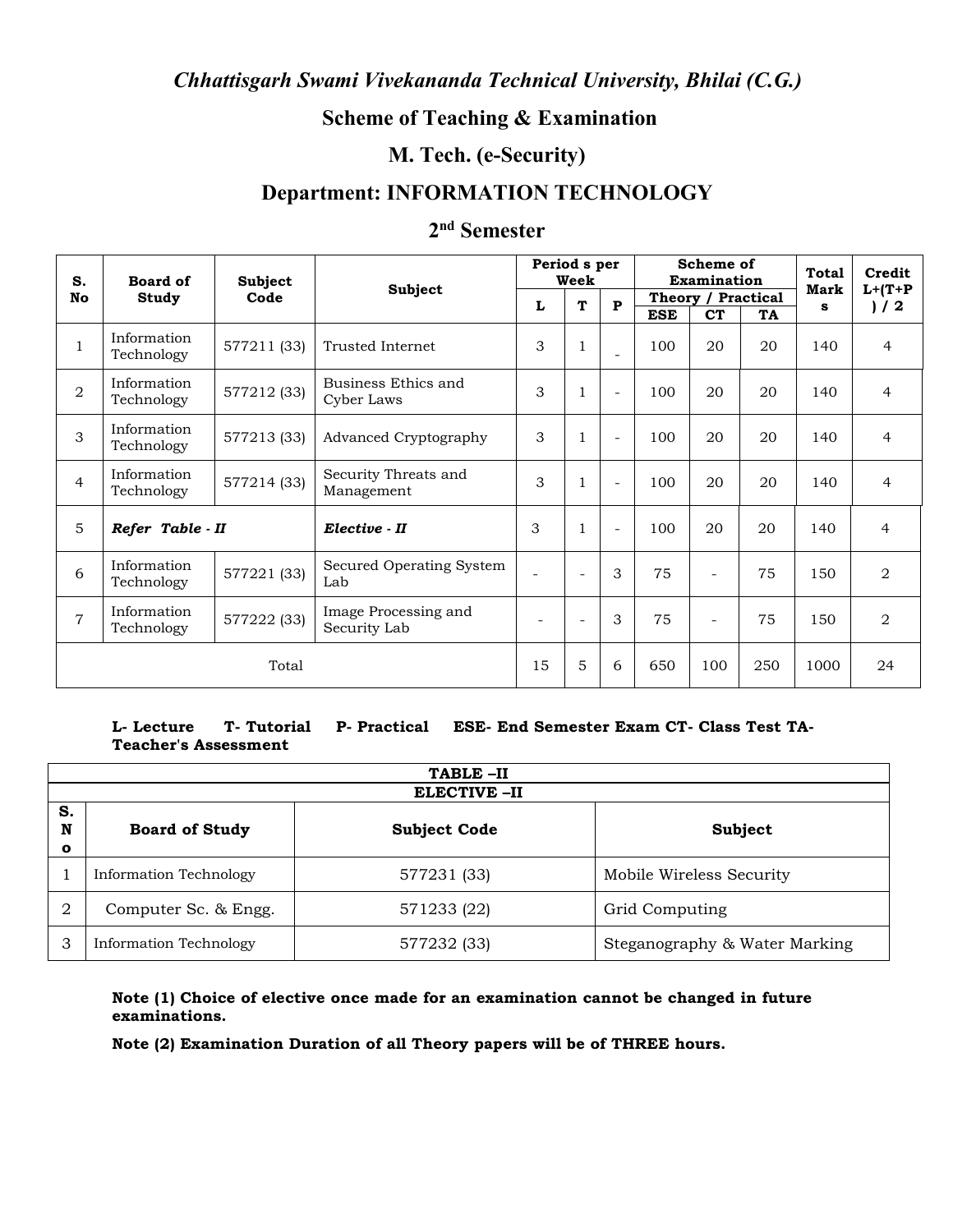## *Chhattisgarh Swami Vivekananda Technical University, Bhilai (C.G.)*

## Scheme of Teaching & Examination

## M. Tech. (e-Security)

## Department: INFORMATION TECHNOLOGY

## 2nd Semester

| S. No | Board of Study | Subject Code | Subject | Period s per Week | | | Scheme of Examination | | | Total Marks | Credit L+(T+P) / 2 |
|---|---|---|---|---|---|---|---|---|---|---|---|
| | | | | | | | Theory / Practical | | | | |
| | | | | L | T | P | ESE | CT | TA | | |
| 1 | Information Technology | 577211 (33) | Trusted Internet | 3 | 1 | - | 100 | 20 | 20 | 140 | 4 |
| 2 | Information Technology | 577212 (33) | Business Ethics and Cyber Laws | 3 | 1 | - | 100 | 20 | 20 | 140 | 4 |
| 3 | Information Technology | 577213 (33) | Advanced Cryptography | 3 | 1 | - | 100 | 20 | 20 | 140 | 4 |
| 4 | Information Technology | 577214 (33) | Security Threats and Management | 3 | 1 | - | 100 | 20 | 20 | 140 | 4 |
| 5 | ***Refer Table - II*** | | ***Elective - II*** | 3 | 1 | - | 100 | 20 | 20 | 140 | 4 |
| 6 | Information Technology | 577221 (33) | Secured Operating System Lab | - | - | 3 | 75 | - | 75 | 150 | 2 |
| 7 | Information Technology | 577222 (33) | Image Processing and Security Lab | - | - | 3 | 75 | - | 75 | 150 | 2 |
| Total | | | | 15 | 5 | 6 | 650 | 100 | 250 | 1000 | 24 |

**L- Lecture T- Tutorial P- Practical ESE- End Semester Exam CT- Class Test TA- Teacher's Assessment**

| TABLE –II | | | |
|---|---|---|---|
| **ELECTIVE –II** | | | |
| **S. No** | **Board of Study** | **Subject Code** | **Subject** |
| 1 | Information Technology | 577231 (33) | Mobile Wireless Security |
| 2 | Computer Sc. & Engg. | 571233 (22) | Grid Computing |
| 3 | Information Technology | 577232 (33) | Steganography & Water Marking |

**Note (1) Choice of elective once made for an examination cannot be changed in future examinations.**

**Note (2) Examination Duration of all Theory papers will be of THREE hours.**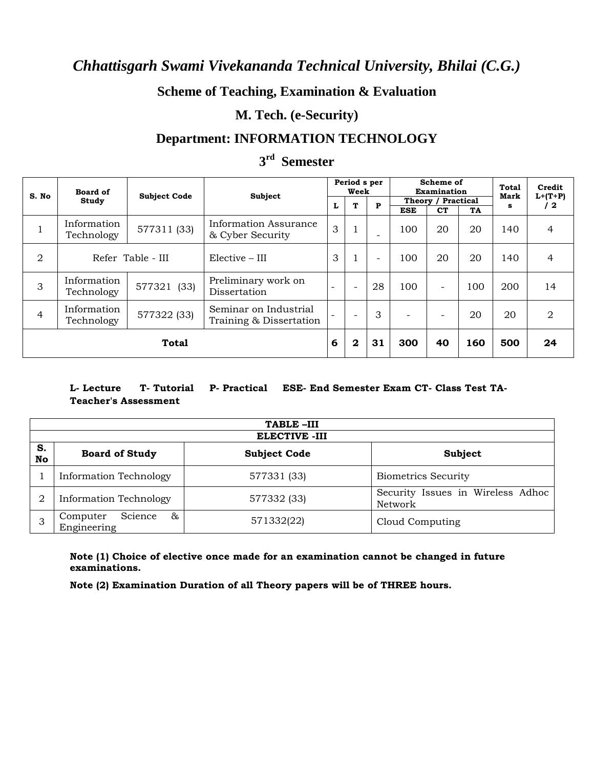# *Chhattisgarh Swami Vivekananda Technical University, Bhilai (C.G.)*

## Scheme of Teaching, Examination & Evaluation

## M. Tech. (e-Security)

## Department: INFORMATION TECHNOLOGY

## 3rd Semester

| S. No | Board of Study | Subject Code | Subject | Period s per Week | | | Scheme of Examination | | | Total Marks | Credit L+(T+P) / 2 |
|---|---|---|---|---|---|---|---|---|---|---|---|
| | | | | L | T | P | Theory / Practical | | | | |
| | | | | | | | ESE | CT | TA | | |
| 1 | Information Technology | 577311 (33) | Information Assurance & Cyber Security | 3 | 1 | - | 100 | 20 | 20 | 140 | 4 |
| 2 | Refer Table - III | | Elective – III | 3 | 1 | - | 100 | 20 | 20 | 140 | 4 |
| 3 | Information Technology | 577321 (33) | Preliminary work on Dissertation | - | - | 28 | 100 | - | 100 | 200 | 14 |
| 4 | Information Technology | 577322 (33) | Seminar on Industrial Training & Dissertation | - | - | 3 | - | - | 20 | 20 | 2 |
| **Total** | | | | **6** | **2** | **31** | **300** | **40** | **160** | **500** | **24** |

**L- Lecture T- Tutorial P- Practical ESE- End Semester Exam CT- Class Test TA- Teacher's Assessment**

| TABLE –III | | | |
|---|---|---|---|
| **ELECTIVE -III** | | | |
| **S. No** | **Board of Study** | **Subject Code** | **Subject** |
| 1 | Information Technology | 577331 (33) | Biometrics Security |
| 2 | Information Technology | 577332 (33) | Security Issues in Wireless Adhoc Network |
| 3 | Computer Science & Engineering | 571332(22) | Cloud Computing |

**Note (1) Choice of elective once made for an examination cannot be changed in future examinations.**

**Note (2) Examination Duration of all Theory papers will be of THREE hours.**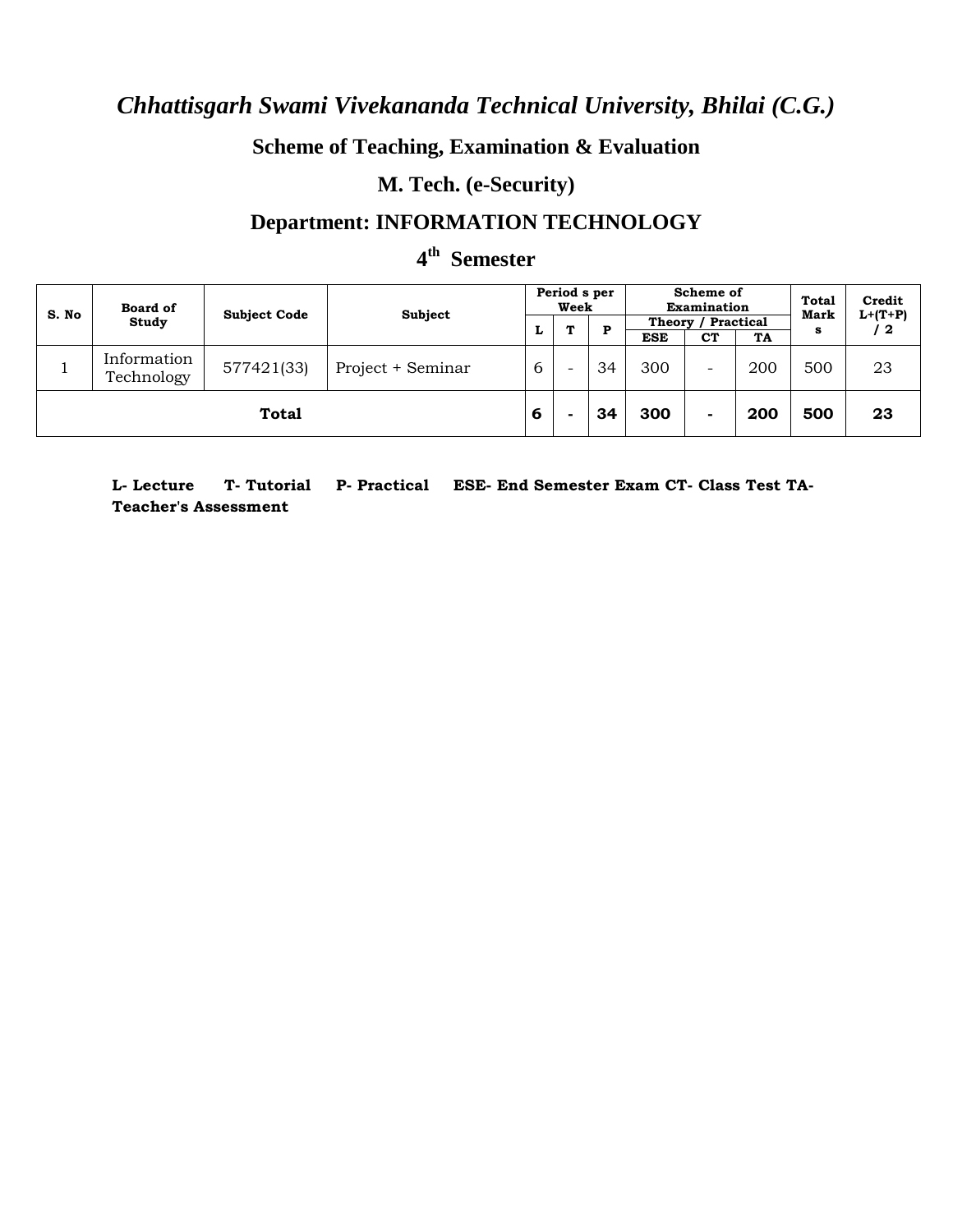# *Chhattisgarh Swami Vivekananda Technical University, Bhilai (C.G.)*

## Scheme of Teaching, Examination & Evaluation

## M. Tech. (e-Security)

## Department: INFORMATION TECHNOLOGY

## 4th Semester

| S. No | Board of Study | Subject Code | Subject | Period s per Week | | | Scheme of Examination | | | Total Mark s | Credit L+(T+P) / 2 |
|---|---|---|---|---|---|---|---|---|---|---|---|
| | | | | | | | Theory / Practical | | | | |
| | | | | L | T | P | ESE | CT | TA | | |
| 1 | Information Technology | 577421(33) | Project + Seminar | 6 | - | 34 | 300 | - | 200 | 500 | 23 |
| **Total** | | | | **6** | **-** | **34** | **300** | **-** | **200** | **500** | **23** |

**L- Lecture T- Tutorial P- Practical ESE- End Semester Exam CT- Class Test TA- Teacher's Assessment**